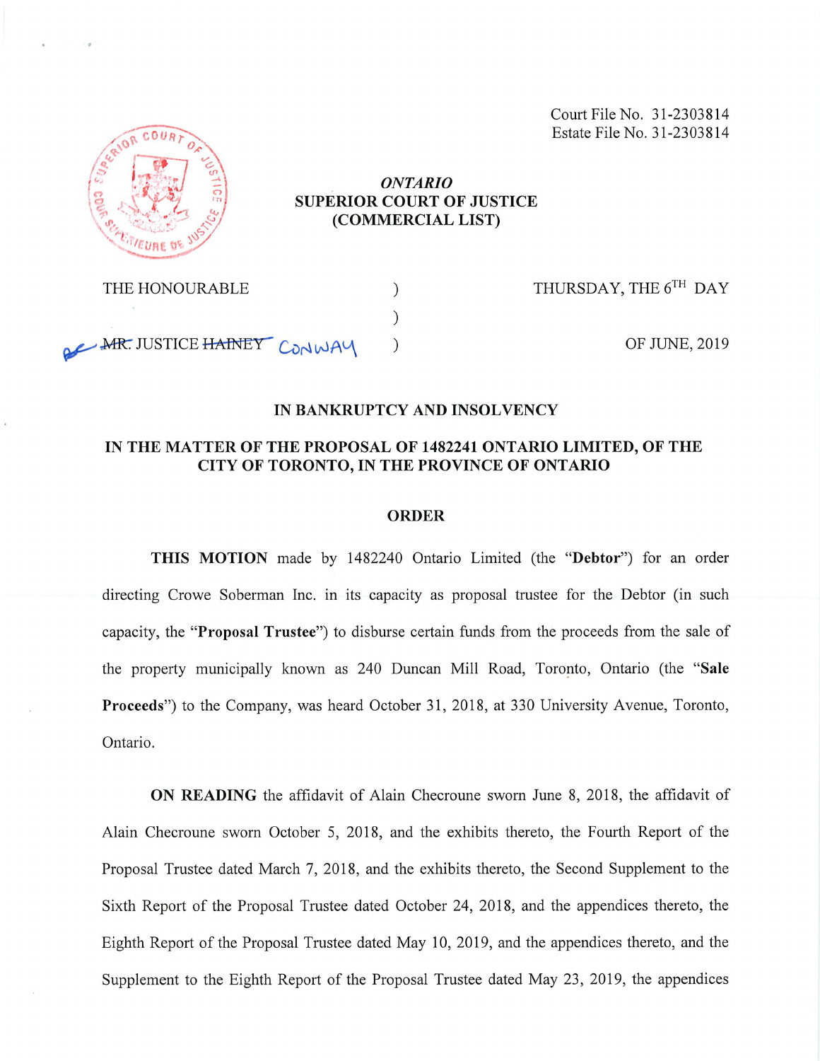Court File No. 31-2303814
Estate File No. 31-2303814

*ONTARIO*
**SUPERIOR COURT OF JUSTICE**
**(COMMERCIAL LIST)**

| | | |
|---|---|---|
| THE HONOURABLE | ) | THURSDAY, THE 6[TH] DAY |
| | ) | |
| ~~MR.~~ JUSTICE ~~HAINEY~~ CONWAY | ) | OF JUNE, 2019 |

**IN BANKRUPTCY AND INSOLVENCY**

**IN THE MATTER OF THE PROPOSAL OF 1482241 ONTARIO LIMITED, OF THE CITY OF TORONTO, IN THE PROVINCE OF ONTARIO**

## ORDER

**THIS MOTION** made by 1482240 Ontario Limited (the "**Debtor**") for an order directing Crowe Soberman Inc. in its capacity as proposal trustee for the Debtor (in such capacity, the "**Proposal Trustee**") to disburse certain funds from the proceeds from the sale of the property municipally known as 240 Duncan Mill Road, Toronto, Ontario (the "**Sale Proceeds**") to the Company, was heard October 31, 2018, at 330 University Avenue, Toronto, Ontario.

**ON READING** the affidavit of Alain Checroune sworn June 8, 2018, the affidavit of Alain Checroune sworn October 5, 2018, and the exhibits thereto, the Fourth Report of the Proposal Trustee dated March 7, 2018, and the exhibits thereto, the Second Supplement to the Sixth Report of the Proposal Trustee dated October 24, 2018, and the appendices thereto, the Eighth Report of the Proposal Trustee dated May 10, 2019, and the appendices thereto, and the Supplement to the Eighth Report of the Proposal Trustee dated May 23, 2019, the appendices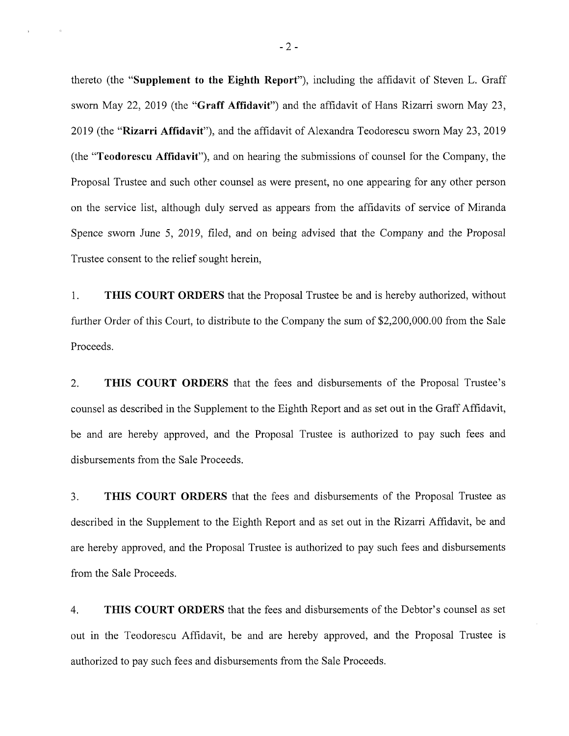thereto (the "**Supplement to the Eighth Report**"), including the affidavit of Steven L. Graff sworn May 22, 2019 (the "**Graff Affidavit**") and the affidavit of Hans Rizarri sworn May 23, 2019 (the "**Rizarri Affidavit**"), and the affidavit of Alexandra Teodorescu sworn May 23, 2019 (the "**Teodorescu Affidavit**"), and on hearing the submissions of counsel for the Company, the Proposal Trustee and such other counsel as were present, no one appearing for any other person on the service list, although duly served as appears from the affidavits of service of Miranda Spence sworn June 5, 2019, filed, and on being advised that the Company and the Proposal Trustee consent to the relief sought herein,

1. **THIS COURT ORDERS** that the Proposal Trustee be and is hereby authorized, without further Order of this Court, to distribute to the Company the sum of $2,200,000.00 from the Sale Proceeds.

2. **THIS COURT ORDERS** that the fees and disbursements of the Proposal Trustee's counsel as described in the Supplement to the Eighth Report and as set out in the Graff Affidavit, be and are hereby approved, and the Proposal Trustee is authorized to pay such fees and disbursements from the Sale Proceeds.

3. **THIS COURT ORDERS** that the fees and disbursements of the Proposal Trustee as described in the Supplement to the Eighth Report and as set out in the Rizarri Affidavit, be and are hereby approved, and the Proposal Trustee is authorized to pay such fees and disbursements from the Sale Proceeds.

4. **THIS COURT ORDERS** that the fees and disbursements of the Debtor's counsel as set out in the Teodorescu Affidavit, be and are hereby approved, and the Proposal Trustee is authorized to pay such fees and disbursements from the Sale Proceeds.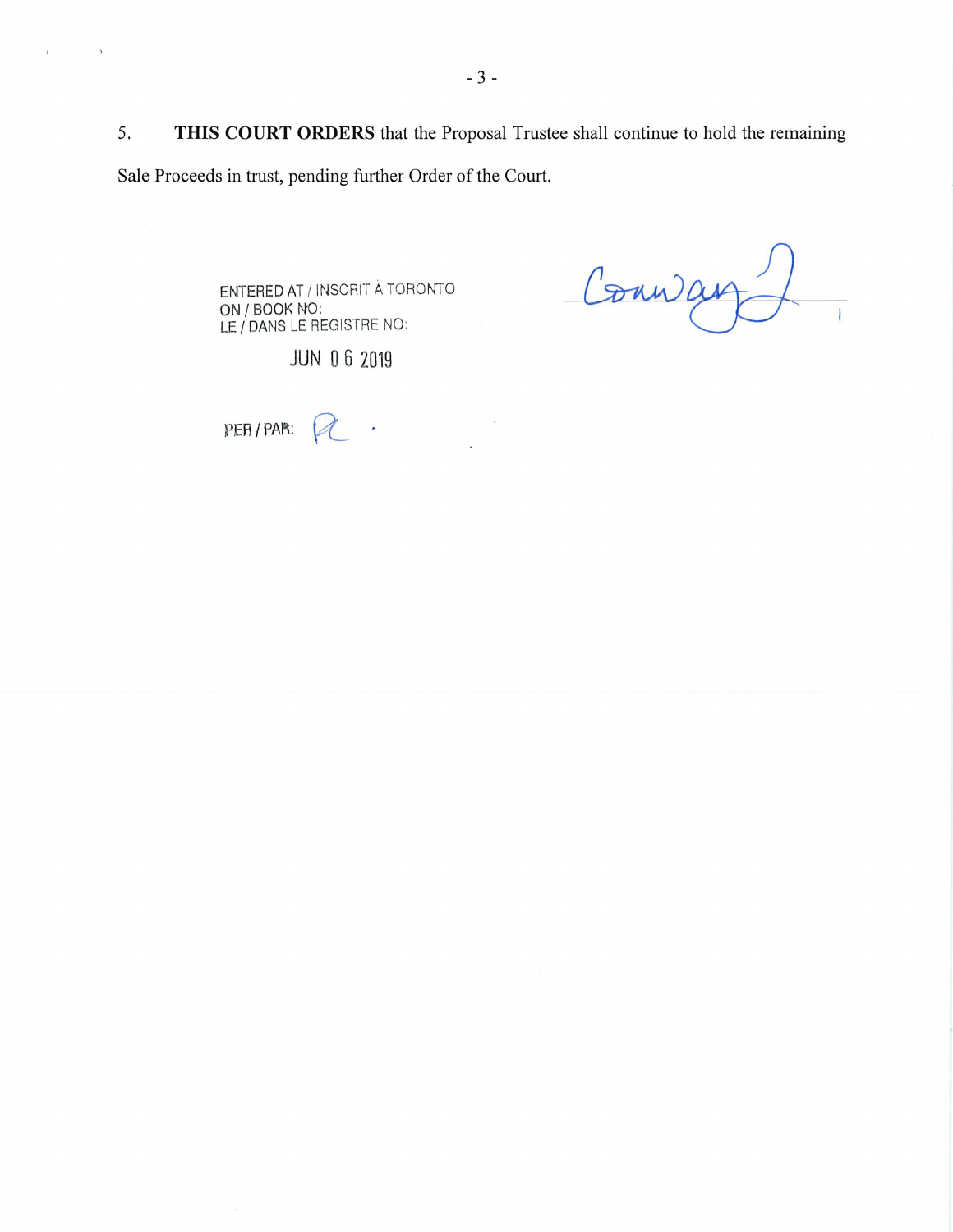5. **THIS COURT ORDERS** that the Proposal Trustee shall continue to hold the remaining Sale Proceeds in trust, pending further Order of the Court.

ENTERED AT / INSCRIT À TORONTO
ON / BOOK NO:
LE / DANS LE REGISTRE NO:

JUN 06 2019

PER / PAR:

Conway J.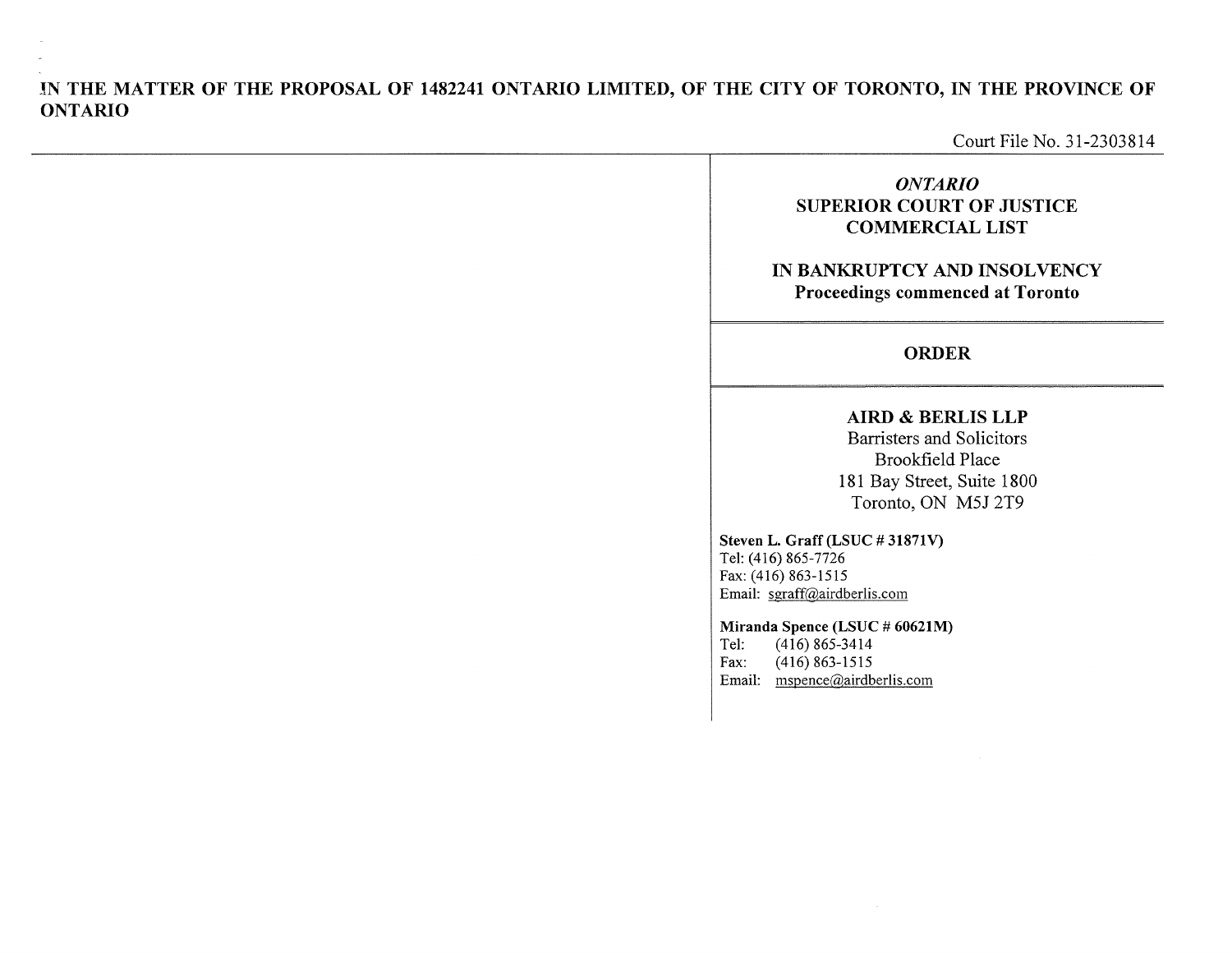**IN THE MATTER OF THE PROPOSAL OF 1482241 ONTARIO LIMITED, OF THE CITY OF TORONTO, IN THE PROVINCE OF ONTARIO**

Court File No. 31-2303814

*ONTARIO*
**SUPERIOR COURT OF JUSTICE**
**COMMERCIAL LIST**

**IN BANKRUPTCY AND INSOLVENCY**
**Proceedings commenced at Toronto**

**ORDER**

**AIRD & BERLIS LLP**
Barristers and Solicitors
Brookfield Place
181 Bay Street, Suite 1800
Toronto, ON M5J 2T9

**Steven L. Graff (LSUC # 31871V)**
Tel: (416) 865-7726
Fax: (416) 863-1515
Email: sgraff@airdberlis.com

**Miranda Spence (LSUC # 60621M)**
Tel: (416) 865-3414
Fax: (416) 863-1515
Email: mspence@airdberlis.com